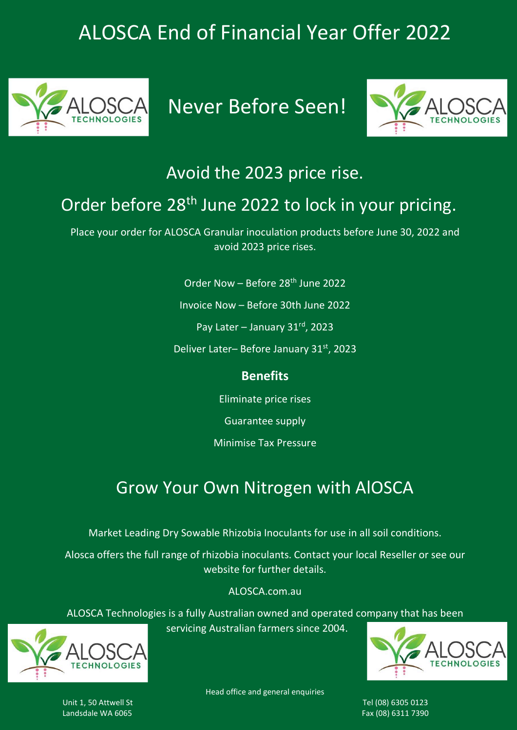# ALOSCA End of Financial Year Offer 2022

## Never Before Seen!

## Avoid the 2023 price rise.

## Order before 28th June 2022 to lock in your pricing.

Place your order for ALOSCA Granular inoculation products before June 30, 2022 and avoid 2023 price rises.

Order Now – Before 28th June 2022

Invoice Now – Before 30th June 2022

Pay Later – January 31rd, 2023

Deliver Later– Before January 31st, 2023

**Benefits**

Eliminate price rises

Guarantee supply

Minimise Tax Pressure

## Grow Your Own Nitrogen with AlOSCA

Market Leading Dry Sowable Rhizobia Inoculants for use in all soil conditions.

Alosca offers the full range of rhizobia inoculants. Contact your local Reseller or see our website for further details.

ALOSCA.com.au

ALOSCA Technologies is a fully Australian owned and operated company that has been servicing Australian farmers since 2004.

Head office and general enquiries

Unit 1, 50 Attwell St
Landsdale WA 6065

Tel (08) 6305 0123
Fax (08) 6311 7390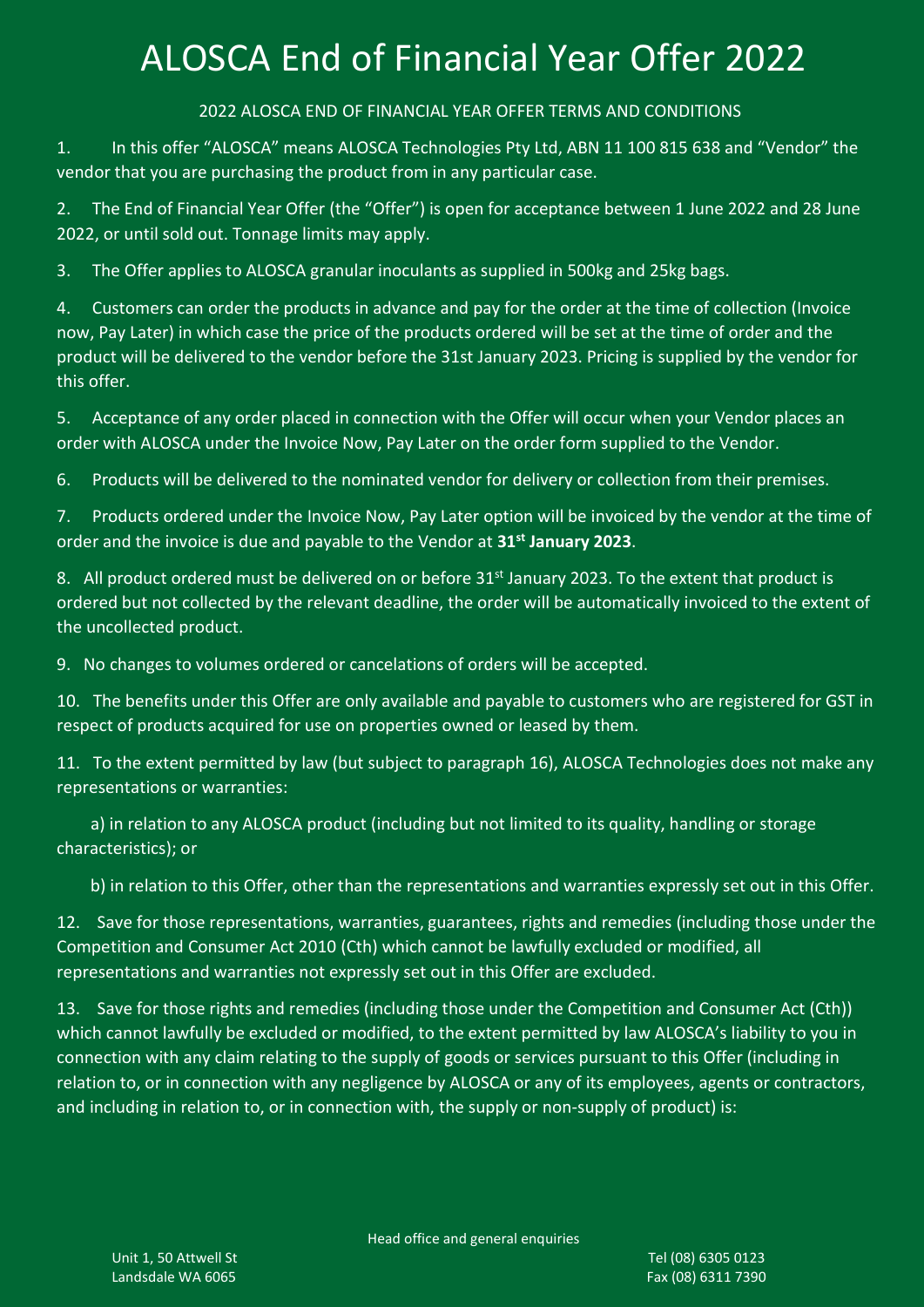# ALOSCA End of Financial Year Offer 2022

2022 ALOSCA END OF FINANCIAL YEAR OFFER TERMS AND CONDITIONS

1. In this offer "ALOSCA" means ALOSCA Technologies Pty Ltd, ABN 11 100 815 638 and "Vendor" the vendor that you are purchasing the product from in any particular case.

2. The End of Financial Year Offer (the "Offer") is open for acceptance between 1 June 2022 and 28 June 2022, or until sold out. Tonnage limits may apply.

3. The Offer applies to ALOSCA granular inoculants as supplied in 500kg and 25kg bags.

4. Customers can order the products in advance and pay for the order at the time of collection (Invoice now, Pay Later) in which case the price of the products ordered will be set at the time of order and the product will be delivered to the vendor before the 31st January 2023. Pricing is supplied by the vendor for this offer.

5. Acceptance of any order placed in connection with the Offer will occur when your Vendor places an order with ALOSCA under the Invoice Now, Pay Later on the order form supplied to the Vendor.

6. Products will be delivered to the nominated vendor for delivery or collection from their premises.

7. Products ordered under the Invoice Now, Pay Later option will be invoiced by the vendor at the time of order and the invoice is due and payable to the Vendor at **31st January 2023**.

8. All product ordered must be delivered on or before 31st January 2023. To the extent that product is ordered but not collected by the relevant deadline, the order will be automatically invoiced to the extent of the uncollected product.

9. No changes to volumes ordered or cancelations of orders will be accepted.

10. The benefits under this Offer are only available and payable to customers who are registered for GST in respect of products acquired for use on properties owned or leased by them.

11. To the extent permitted by law (but subject to paragraph 16), ALOSCA Technologies does not make any representations or warranties:

   a) in relation to any ALOSCA product (including but not limited to its quality, handling or storage characteristics); or

   b) in relation to this Offer, other than the representations and warranties expressly set out in this Offer.

12. Save for those representations, warranties, guarantees, rights and remedies (including those under the Competition and Consumer Act 2010 (Cth) which cannot be lawfully excluded or modified, all representations and warranties not expressly set out in this Offer are excluded.

13. Save for those rights and remedies (including those under the Competition and Consumer Act (Cth)) which cannot lawfully be excluded or modified, to the extent permitted by law ALOSCA's liability to you in connection with any claim relating to the supply of goods or services pursuant to this Offer (including in relation to, or in connection with any negligence by ALOSCA or any of its employees, agents or contractors, and including in relation to, or in connection with, the supply or non-supply of product) is:

Head office and general enquiries

Unit 1, 50 Attwell St
Landsdale WA 6065

Tel (08) 6305 0123
Fax (08) 6311 7390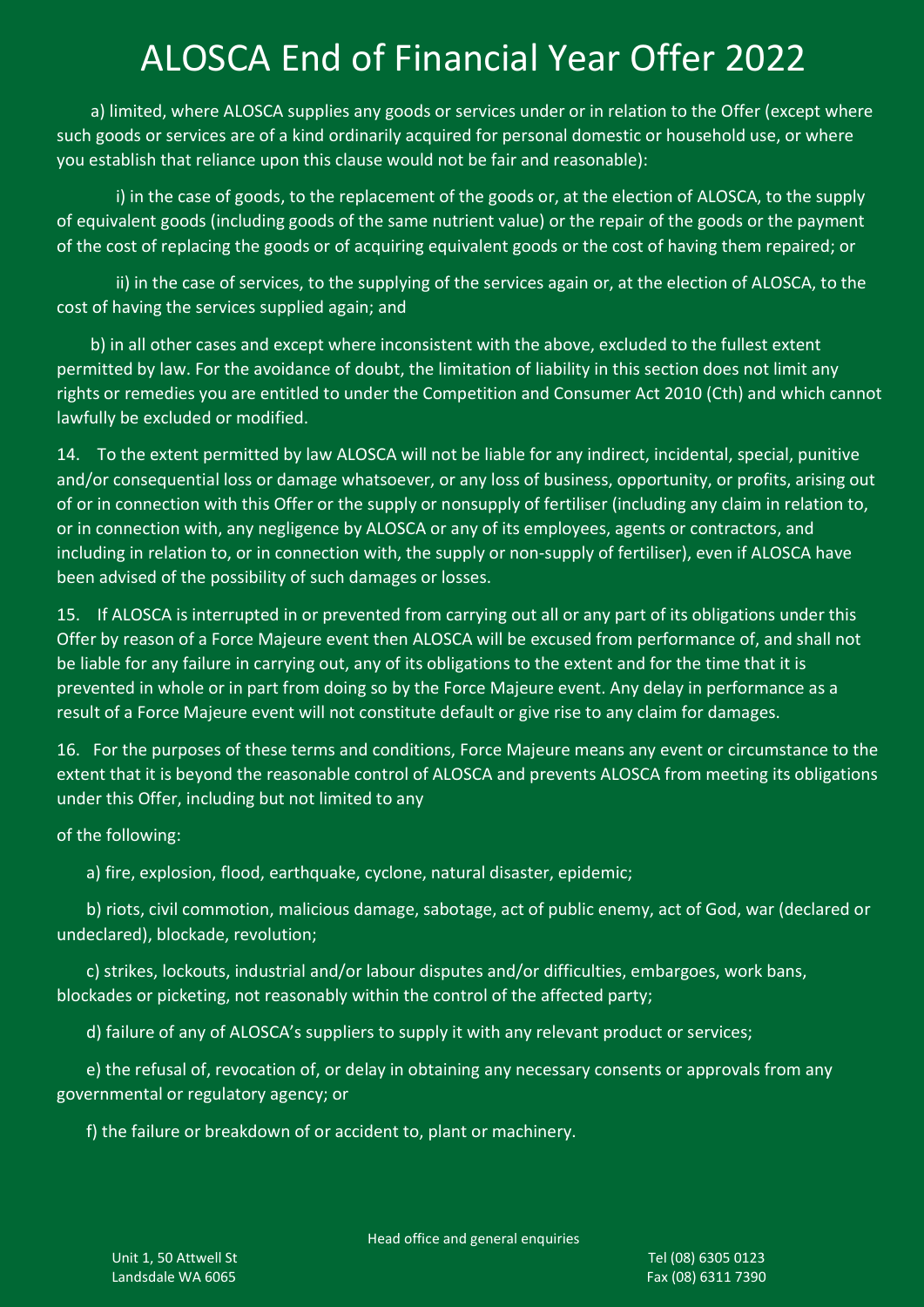# ALOSCA End of Financial Year Offer 2022

a) limited, where ALOSCA supplies any goods or services under or in relation to the Offer (except where such goods or services are of a kind ordinarily acquired for personal domestic or household use, or where you establish that reliance upon this clause would not be fair and reasonable):

i) in the case of goods, to the replacement of the goods or, at the election of ALOSCA, to the supply of equivalent goods (including goods of the same nutrient value) or the repair of the goods or the payment of the cost of replacing the goods or of acquiring equivalent goods or the cost of having them repaired; or

ii) in the case of services, to the supplying of the services again or, at the election of ALOSCA, to the cost of having the services supplied again; and

b) in all other cases and except where inconsistent with the above, excluded to the fullest extent permitted by law. For the avoidance of doubt, the limitation of liability in this section does not limit any rights or remedies you are entitled to under the Competition and Consumer Act 2010 (Cth) and which cannot lawfully be excluded or modified.

14. To the extent permitted by law ALOSCA will not be liable for any indirect, incidental, special, punitive and/or consequential loss or damage whatsoever, or any loss of business, opportunity, or profits, arising out of or in connection with this Offer or the supply or nonsupply of fertiliser (including any claim in relation to, or in connection with, any negligence by ALOSCA or any of its employees, agents or contractors, and including in relation to, or in connection with, the supply or non-supply of fertiliser), even if ALOSCA have been advised of the possibility of such damages or losses.

15. If ALOSCA is interrupted in or prevented from carrying out all or any part of its obligations under this Offer by reason of a Force Majeure event then ALOSCA will be excused from performance of, and shall not be liable for any failure in carrying out, any of its obligations to the extent and for the time that it is prevented in whole or in part from doing so by the Force Majeure event. Any delay in performance as a result of a Force Majeure event will not constitute default or give rise to any claim for damages.

16. For the purposes of these terms and conditions, Force Majeure means any event or circumstance to the extent that it is beyond the reasonable control of ALOSCA and prevents ALOSCA from meeting its obligations under this Offer, including but not limited to any of the following:

a) fire, explosion, flood, earthquake, cyclone, natural disaster, epidemic;

b) riots, civil commotion, malicious damage, sabotage, act of public enemy, act of God, war (declared or undeclared), blockade, revolution;

c) strikes, lockouts, industrial and/or labour disputes and/or difficulties, embargoes, work bans, blockades or picketing, not reasonably within the control of the affected party;

d) failure of any of ALOSCA's suppliers to supply it with any relevant product or services;

e) the refusal of, revocation of, or delay in obtaining any necessary consents or approvals from any governmental or regulatory agency; or

f) the failure or breakdown of or accident to, plant or machinery.

Head office and general enquiries

Unit 1, 50 Attwell St
Landsdale WA 6065

Tel (08) 6305 0123
Fax (08) 6311 7390